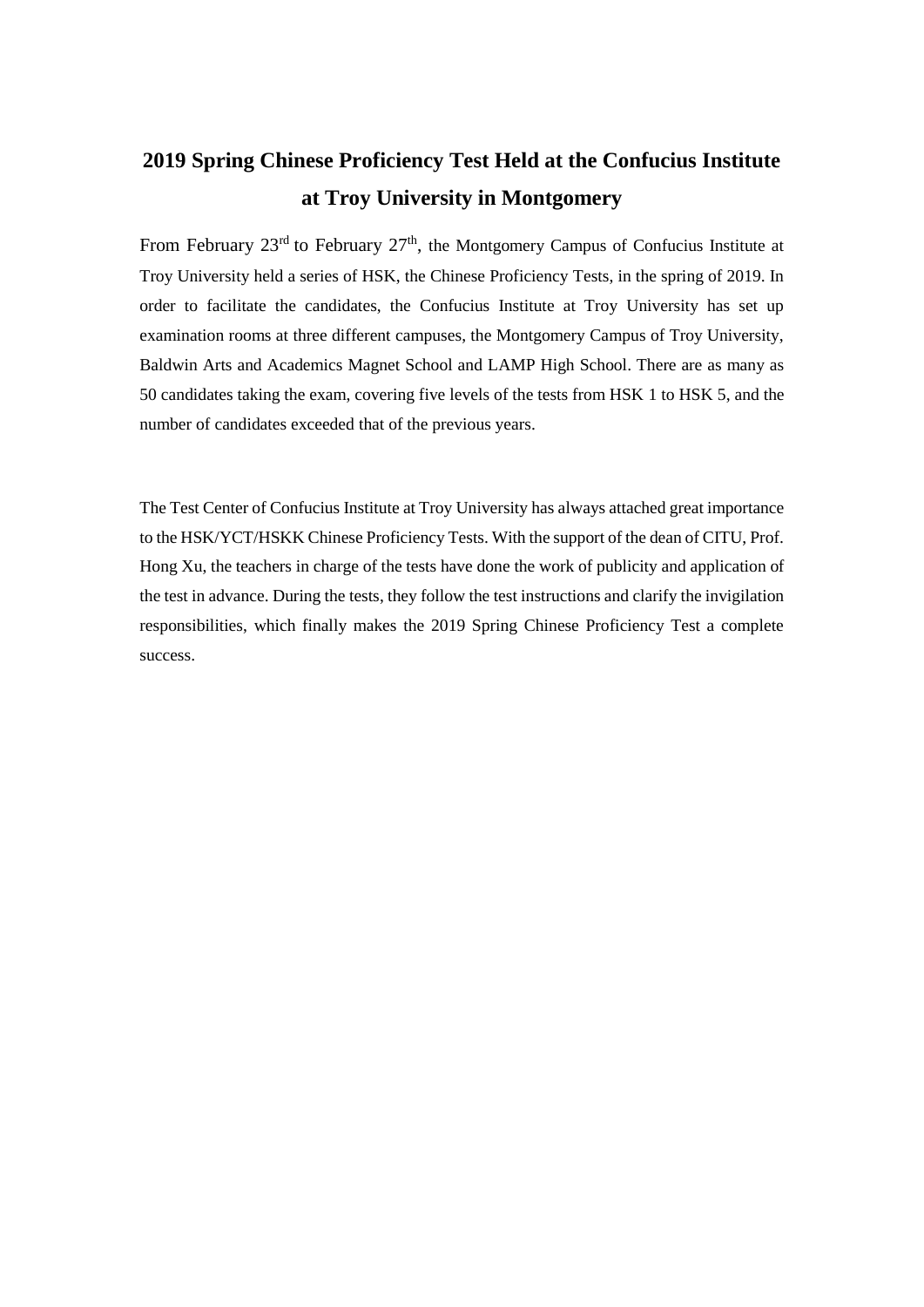# 2019 Spring Chinese Proficiency Test Held at the Confucius Institute at Troy University in Montgomery

From February 23rd to February 27th, the Montgomery Campus of Confucius Institute at Troy University held a series of HSK, the Chinese Proficiency Tests, in the spring of 2019. In order to facilitate the candidates, the Confucius Institute at Troy University has set up examination rooms at three different campuses, the Montgomery Campus of Troy University, Baldwin Arts and Academics Magnet School and LAMP High School. There are as many as 50 candidates taking the exam, covering five levels of the tests from HSK 1 to HSK 5, and the number of candidates exceeded that of the previous years.

The Test Center of Confucius Institute at Troy University has always attached great importance to the HSK/YCT/HSKK Chinese Proficiency Tests. With the support of the dean of CITU, Prof. Hong Xu, the teachers in charge of the tests have done the work of publicity and application of the test in advance. During the tests, they follow the test instructions and clarify the invigilation responsibilities, which finally makes the 2019 Spring Chinese Proficiency Test a complete success.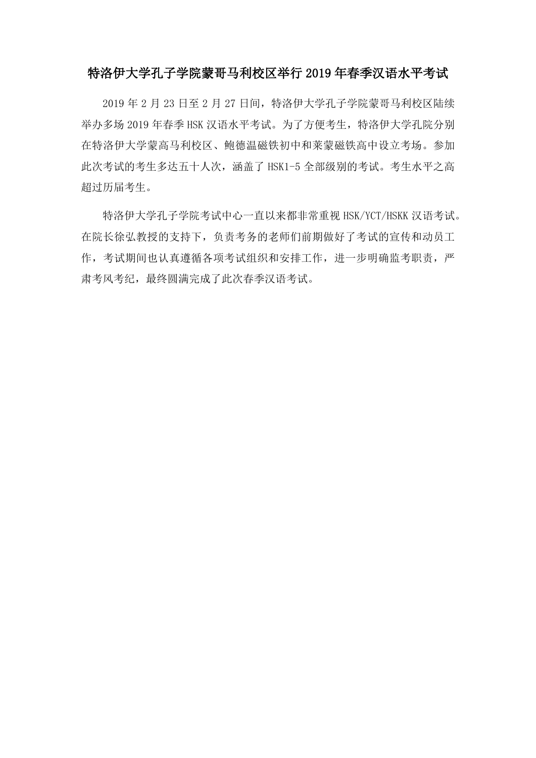# 特洛伊大学孔子学院蒙哥马利校区举行 2019 年春季汉语水平考试

2019 年 2 月 23 日至 2 月 27 日间，特洛伊大学孔子学院蒙哥马利校区陆续举办多场 2019 年春季 HSK 汉语水平考试。为了方便考生，特洛伊大学孔院分别在特洛伊大学蒙高马利校区、鲍德温磁铁初中和莱蒙磁铁高中设立考场。参加此次考试的考生多达五十人次，涵盖了 HSK1-5 全部级别的考试。考生水平之高超过历届考生。

特洛伊大学孔子学院考试中心一直以来都非常重视 HSK/YCT/HSKK 汉语考试。在院长徐弘教授的支持下，负责考务的老师们前期做好了考试的宣传和动员工作，考试期间也认真遵循各项考试组织和安排工作，进一步明确监考职责，严肃考风考纪，最终圆满完成了此次春季汉语考试。